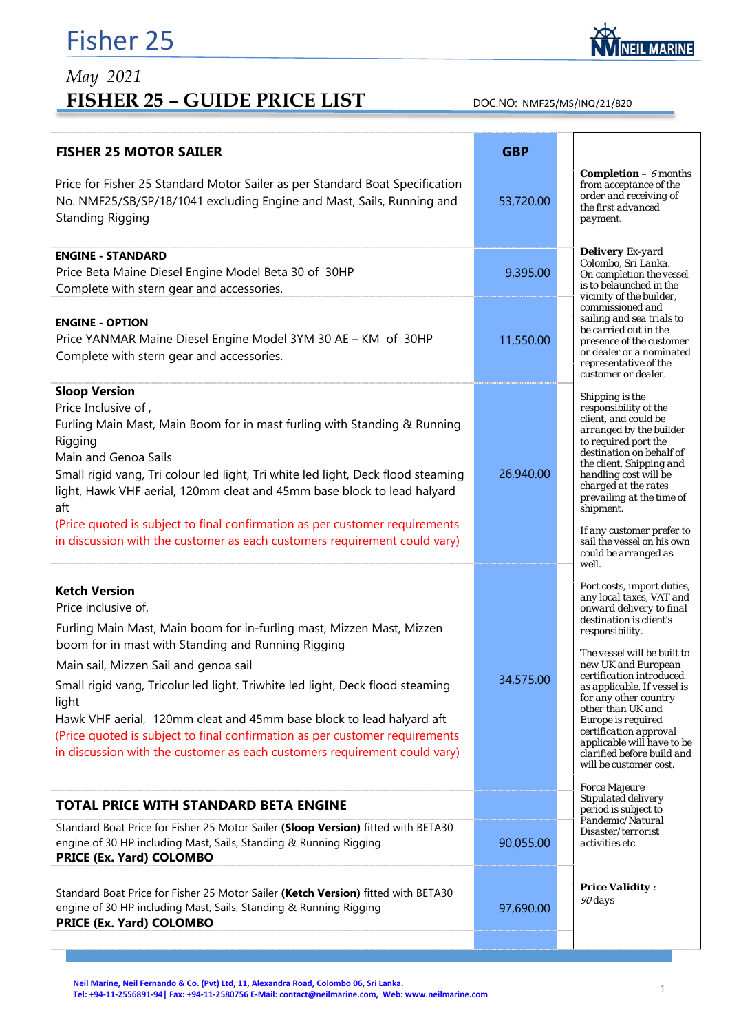# Fisher 25

*May 2021*

## FISHER 25 – GUIDE PRICE LIST

DOC.NO: NMF25/MS/INQ/21/820

| FISHER 25 MOTOR SAILER | GBP |
|---|---|
| Price for Fisher 25 Standard Motor Sailer as per Standard Boat Specification No. NMF25/SB/SP/18/1041 excluding Engine and Mast, Sails, Running and Standing Rigging | 53,720.00 |
| **ENGINE - STANDARD**<br>Price Beta Maine Diesel Engine Model Beta 30 of 30HP<br>Complete with stern gear and accessories. | 9,395.00 |
| **ENGINE - OPTION**<br>Price YANMAR Maine Diesel Engine Model 3YM 30 AE – KM of 30HP<br>Complete with stern gear and accessories. | 11,550.00 |
| **Sloop Version**<br>Price Inclusive of ,<br>Furling Main Mast, Main Boom for in mast furling with Standing & Running Rigging<br>Main and Genoa Sails<br>Small rigid vang, Tri colour led light, Tri white led light, Deck flood steaming light, Hawk VHF aerial, 120mm cleat and 45mm base block to lead halyard aft<br>(Price quoted is subject to final confirmation as per customer requirements in discussion with the customer as each customers requirement could vary) | 26,940.00 |
| **Ketch Version**<br>Price inclusive of,<br>Furling Main Mast, Main boom for in-furling mast, Mizzen Mast, Mizzen boom for in mast with Standing and Running Rigging<br>Main sail, Mizzen Sail and genoa sail<br>Small rigid vang, Tricolur led light, Triwhite led light, Deck flood steaming light<br>Hawk VHF aerial, 120mm cleat and 45mm base block to lead halyard aft<br>(Price quoted is subject to final confirmation as per customer requirements in discussion with the customer as each customers requirement could vary) | 34,575.00 |
| **TOTAL PRICE WITH STANDARD BETA ENGINE** | |
| Standard Boat Price for Fisher 25 Motor Sailer **(Sloop Version)** fitted with BETA30 engine of 30 HP including Mast, Sails, Standing & Running Rigging<br>**PRICE (Ex. Yard) COLOMBO** | 90,055.00 |
| Standard Boat Price for Fisher 25 Motor Sailer **(Ketch Version)** fitted with BETA30 engine of 30 HP including Mast, Sails, Standing & Running Rigging<br>**PRICE (Ex. Yard) COLOMBO** | 97,690.00 |

**Completion** – *6* months from acceptance of the order and receiving of the first advanced payment.

**Delivery** Ex-yard Colombo, Sri Lanka. On completion the vessel is to belaunched in the vicinity of the builder, commissioned and sailing and sea trials to be carried out in the presence of the customer or dealer or a nominated representative of the customer or dealer.

Shipping is the responsibility of the client, and could be arranged by the builder to required port the destination on behalf of the client. Shipping and handling cost will be charged at the rates prevailing at the time of shipment.

If any customer prefer to sail the vessel on his own could be arranged as well.

Port costs, import duties, any local taxes, VAT and onward delivery to final destination is client's responsibility.

The vessel will be built to new UK and European certification introduced as applicable. If vessel is for any other country other than UK and Europe is required certification approval applicable will have to be clarified before build and will be customer cost.

Force Majeure Stipulated delivery period is subject to Pandemic/Natural Disaster/terrorist activities etc.

**Price Validity** : *90* days

Neil Marine, Neil Fernando & Co. (Pvt) Ltd, 11, Alexandra Road, Colombo 06, Sri Lanka.
Tel: +94-11-2556891-94| Fax: +94-11-2580756 E-Mail: contact@neilmarine.com, Web: www.neilmarine.com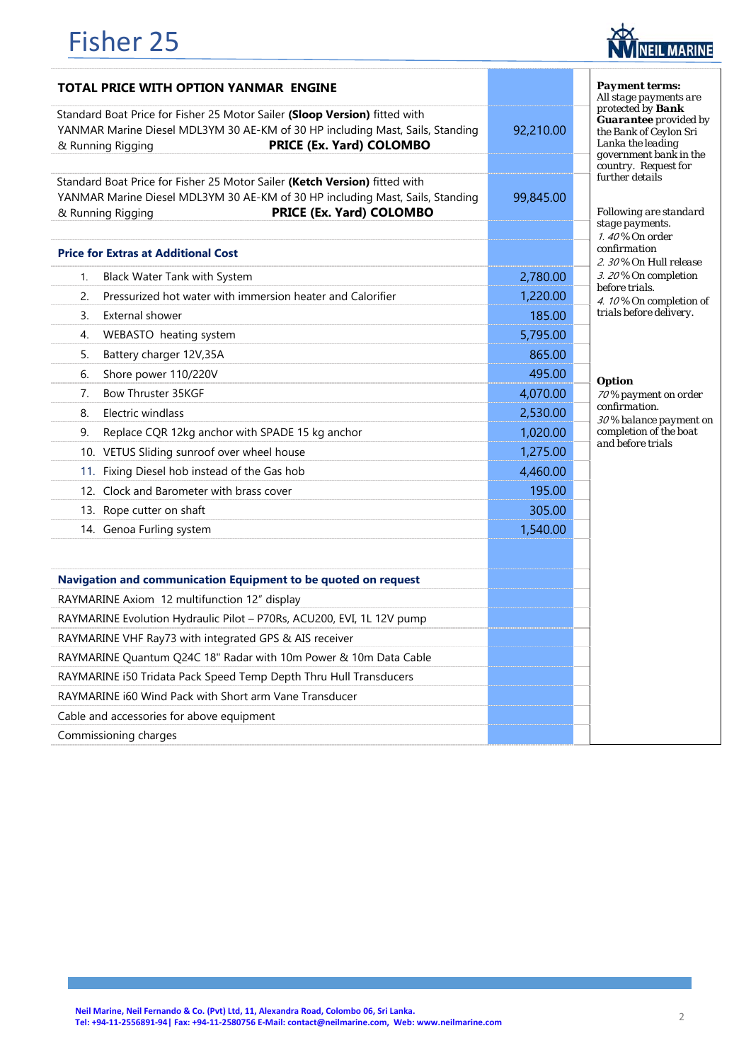# Fisher 25

| TOTAL PRICE WITH OPTION YANMAR ENGINE | |
|---|---|
| Standard Boat Price for Fisher 25 Motor Sailer **(Sloop Version)** fitted with YANMAR Marine Diesel MDL3YM 30 AE-KM of 30 HP including Mast, Sails, Standing & Running Rigging **PRICE (Ex. Yard) COLOMBO** | 92,210.00 |
| Standard Boat Price for Fisher 25 Motor Sailer **(Ketch Version)** fitted with YANMAR Marine Diesel MDL3YM 30 AE-KM of 30 HP including Mast, Sails, Standing & Running Rigging **PRICE (Ex. Yard) COLOMBO** | 99,845.00 |
| **Price for Extras at Additional Cost** | |
| 1. Black Water Tank with System | 2,780.00 |
| 2. Pressurized hot water with immersion heater and Calorifier | 1,220.00 |
| 3. External shower | 185.00 |
| 4. WEBASTO heating system | 5,795.00 |
| 5. Battery charger 12V,35A | 865.00 |
| 6. Shore power 110/220V | 495.00 |
| 7. Bow Thruster 35KGF | 4,070.00 |
| 8. Electric windlass | 2,530.00 |
| 9. Replace CQR 12kg anchor with SPADE 15 kg anchor | 1,020.00 |
| 10. VETUS Sliding sunroof over wheel house | 1,275.00 |
| 11. Fixing Diesel hob instead of the Gas hob | 4,460.00 |
| 12. Clock and Barometer with brass cover | 195.00 |
| 13. Rope cutter on shaft | 305.00 |
| 14. Genoa Furling system | 1,540.00 |
| **Navigation and communication Equipment to be quoted on request** | |
| RAYMARINE Axiom 12 multifunction 12" display | |
| RAYMARINE Evolution Hydraulic Pilot – P70Rs, ACU200, EVI, 1L 12V pump | |
| RAYMARINE VHF Ray73 with integrated GPS & AIS receiver | |
| RAYMARINE Quantum Q24C 18" Radar with 10m Power & 10m Data Cable | |
| RAYMARINE i50 Tridata Pack Speed Temp Depth Thru Hull Transducers | |
| RAYMARINE i60 Wind Pack with Short arm Vane Transducer | |
| Cable and accessories for above equipment | |
| Commissioning charges | |

**Payment terms:**
All stage payments are protected by **Bank Guarantee** provided by the Bank of Ceylon Sri Lanka the leading government bank in the country. Request for further details

Following are standard stage payments.

1. 40 % On order confirmation
2. 30 % On Hull release
3. 20 % On completion before trials.
4. 10 % On completion of trials before delivery.

**Option**

70 % payment on order confirmation.

30 % balance payment on completion of the boat and before trials

**Neil Marine, Neil Fernando & Co. (Pvt) Ltd, 11, Alexandra Road, Colombo 06, Sri Lanka.**
**Tel: +94-11-2556891-94| Fax: +94-11-2580756 E-Mail: contact@neilmarine.com, Web: www.neilmarine.com**